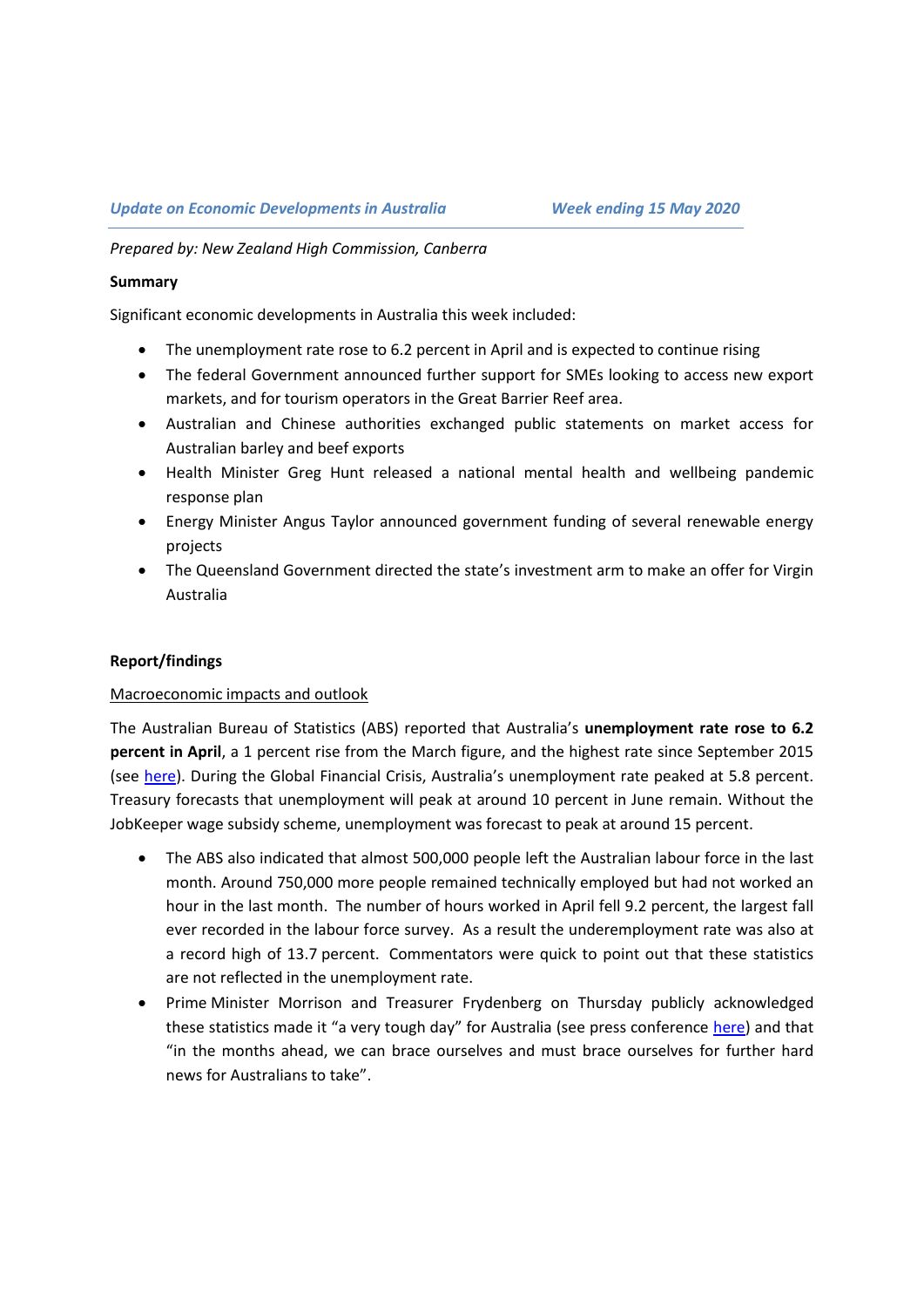*Update on Economic Developments in Australia* *Week ending 15 May 2020*

*Prepared by: New Zealand High Commission, Canberra*

**Summary**

Significant economic developments in Australia this week included:

- The unemployment rate rose to 6.2 percent in April and is expected to continue rising
- The federal Government announced further support for SMEs looking to access new export markets, and for tourism operators in the Great Barrier Reef area.
- Australian and Chinese authorities exchanged public statements on market access for Australian barley and beef exports
- Health Minister Greg Hunt released a national mental health and wellbeing pandemic response plan
- Energy Minister Angus Taylor announced government funding of several renewable energy projects
- The Queensland Government directed the state's investment arm to make an offer for Virgin Australia

**Report/findings**

Macroeconomic impacts and outlook

The Australian Bureau of Statistics (ABS) reported that Australia's **unemployment rate rose to 6.2 percent in April**, a 1 percent rise from the March figure, and the highest rate since September 2015 (see here). During the Global Financial Crisis, Australia's unemployment rate peaked at 5.8 percent. Treasury forecasts that unemployment will peak at around 10 percent in June remain. Without the JobKeeper wage subsidy scheme, unemployment was forecast to peak at around 15 percent.

- The ABS also indicated that almost 500,000 people left the Australian labour force in the last month. Around 750,000 more people remained technically employed but had not worked an hour in the last month. The number of hours worked in April fell 9.2 percent, the largest fall ever recorded in the labour force survey. As a result the underemployment rate was also at a record high of 13.7 percent. Commentators were quick to point out that these statistics are not reflected in the unemployment rate.
- Prime Minister Morrison and Treasurer Frydenberg on Thursday publicly acknowledged these statistics made it "a very tough day" for Australia (see press conference here) and that "in the months ahead, we can brace ourselves and must brace ourselves for further hard news for Australians to take".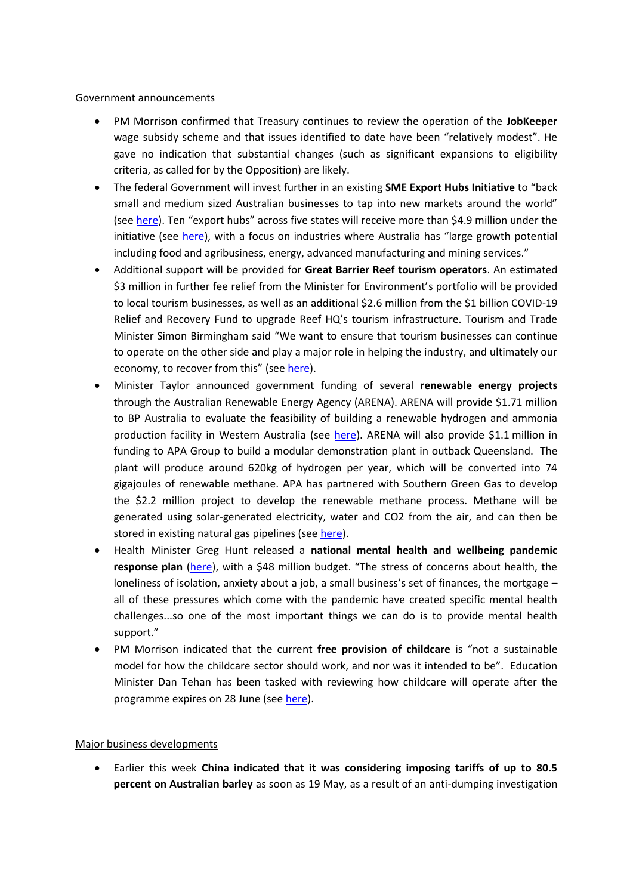Government announcements

- PM Morrison confirmed that Treasury continues to review the operation of the **JobKeeper** wage subsidy scheme and that issues identified to date have been "relatively modest". He gave no indication that substantial changes (such as significant expansions to eligibility criteria, as called for by the Opposition) are likely.
- The federal Government will invest further in an existing **SME Export Hubs Initiative** to "back small and medium sized Australian businesses to tap into new markets around the world" (see here). Ten "export hubs" across five states will receive more than $4.9 million under the initiative (see here), with a focus on industries where Australia has "large growth potential including food and agribusiness, energy, advanced manufacturing and mining services."
- Additional support will be provided for **Great Barrier Reef tourism operators**. An estimated $3 million in further fee relief from the Minister for Environment's portfolio will be provided to local tourism businesses, as well as an additional $2.6 million from the $1 billion COVID-19 Relief and Recovery Fund to upgrade Reef HQ's tourism infrastructure. Tourism and Trade Minister Simon Birmingham said "We want to ensure that tourism businesses can continue to operate on the other side and play a major role in helping the industry, and ultimately our economy, to recover from this" (see here).
- Minister Taylor announced government funding of several **renewable energy projects** through the Australian Renewable Energy Agency (ARENA). ARENA will provide $1.71 million to BP Australia to evaluate the feasibility of building a renewable hydrogen and ammonia production facility in Western Australia (see here). ARENA will also provide $1.1 million in funding to APA Group to build a modular demonstration plant in outback Queensland. The plant will produce around 620kg of hydrogen per year, which will be converted into 74 gigajoules of renewable methane. APA has partnered with Southern Green Gas to develop the $2.2 million project to develop the renewable methane process. Methane will be generated using solar-generated electricity, water and CO2 from the air, and can then be stored in existing natural gas pipelines (see here).
- Health Minister Greg Hunt released a **national mental health and wellbeing pandemic response plan** (here), with a $48 million budget. "The stress of concerns about health, the loneliness of isolation, anxiety about a job, a small business's set of finances, the mortgage – all of these pressures which come with the pandemic have created specific mental health challenges...so one of the most important things we can do is to provide mental health support."
- PM Morrison indicated that the current **free provision of childcare** is "not a sustainable model for how the childcare sector should work, and nor was it intended to be". Education Minister Dan Tehan has been tasked with reviewing how childcare will operate after the programme expires on 28 June (see here).

Major business developments

- Earlier this week **China indicated that it was considering imposing tariffs of up to 80.5 percent on Australian barley** as soon as 19 May, as a result of an anti-dumping investigation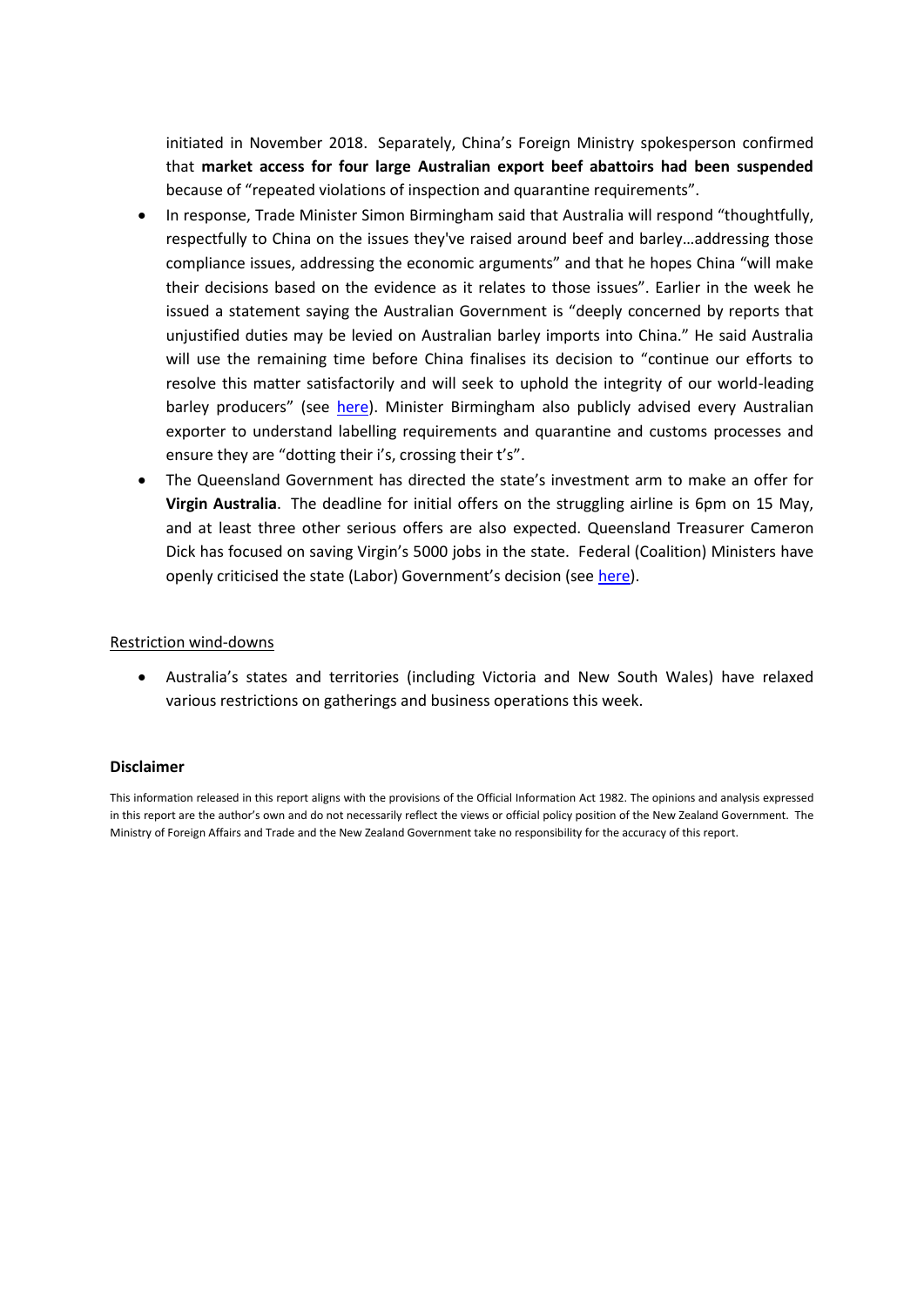initiated in November 2018. Separately, China's Foreign Ministry spokesperson confirmed that **market access for four large Australian export beef abattoirs had been suspended** because of "repeated violations of inspection and quarantine requirements".

- In response, Trade Minister Simon Birmingham said that Australia will respond "thoughtfully, respectfully to China on the issues they've raised around beef and barley…addressing those compliance issues, addressing the economic arguments" and that he hopes China "will make their decisions based on the evidence as it relates to those issues". Earlier in the week he issued a statement saying the Australian Government is "deeply concerned by reports that unjustified duties may be levied on Australian barley imports into China." He said Australia will use the remaining time before China finalises its decision to "continue our efforts to resolve this matter satisfactorily and will seek to uphold the integrity of our world-leading barley producers" (see here). Minister Birmingham also publicly advised every Australian exporter to understand labelling requirements and quarantine and customs processes and ensure they are "dotting their i's, crossing their t's".
- The Queensland Government has directed the state's investment arm to make an offer for **Virgin Australia**. The deadline for initial offers on the struggling airline is 6pm on 15 May, and at least three other serious offers are also expected. Queensland Treasurer Cameron Dick has focused on saving Virgin's 5000 jobs in the state. Federal (Coalition) Ministers have openly criticised the state (Labor) Government's decision (see here).

Restriction wind-downs

- Australia's states and territories (including Victoria and New South Wales) have relaxed various restrictions on gatherings and business operations this week.

**Disclaimer**

This information released in this report aligns with the provisions of the Official Information Act 1982. The opinions and analysis expressed in this report are the author's own and do not necessarily reflect the views or official policy position of the New Zealand Government. The Ministry of Foreign Affairs and Trade and the New Zealand Government take no responsibility for the accuracy of this report.